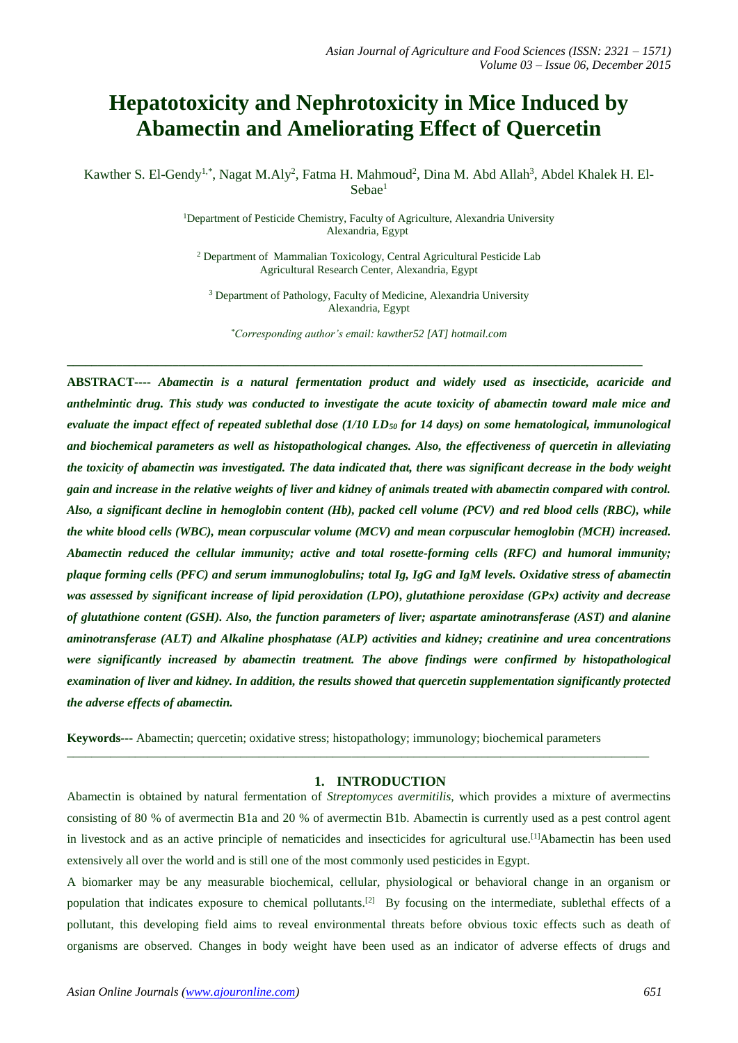# Hepatotoxicity and Nephrotoxicity in Mice Induced by Abamectin and Ameliorating Effect of Quercetin

Kawther S. El-Gendy[1,*], Nagat M.Aly[2], Fatma H. Mahmoud[2], Dina M. Abd Allah[3], Abdel Khalek H. El-Sebae[1]

[1]Department of Pesticide Chemistry, Faculty of Agriculture, Alexandria University Alexandria, Egypt

[2] Department of Mammalian Toxicology, Central Agricultural Pesticide Lab Agricultural Research Center, Alexandria, Egypt

[3] Department of Pathology, Faculty of Medicine, Alexandria University Alexandria, Egypt

*Corresponding author's email: kawther52 [AT] hotmail.com

---

**ABSTRACT----** ***Abamectin is a natural fermentation product and widely used as insecticide, acaricide and anthelmintic drug. This study was conducted to investigate the acute toxicity of abamectin toward male mice and evaluate the impact effect of repeated sublethal dose (1/10 $LD_{50}$ for 14 days) on some hematological, immunological and biochemical parameters as well as histopathological changes. Also, the effectiveness of quercetin in alleviating the toxicity of abamectin was investigated. The data indicated that, there was significant decrease in the body weight gain and increase in the relative weights of liver and kidney of animals treated with abamectin compared with control. Also, a significant decline in hemoglobin content (Hb), packed cell volume (PCV) and red blood cells (RBC), while the white blood cells (WBC), mean corpuscular volume (MCV) and mean corpuscular hemoglobin (MCH) increased. Abamectin reduced the cellular immunity; active and total rosette-forming cells (RFC) and humoral immunity; plaque forming cells (PFC) and serum immunoglobulins; total Ig, IgG and IgM levels. Oxidative stress of abamectin was assessed by significant increase of lipid peroxidation (LPO), glutathione peroxidase (GPx) activity and decrease of glutathione content (GSH). Also, the function parameters of liver; aspartate aminotransferase (AST) and alanine aminotransferase (ALT) and Alkaline phosphatase (ALP) activities and kidney; creatinine and urea concentrations were significantly increased by abamectin treatment. The above findings were confirmed by histopathological examination of liver and kidney. In addition, the results showed that quercetin supplementation significantly protected the adverse effects of abamectin.***

**Keywords---** Abamectin; quercetin; oxidative stress; histopathology; immunology; biochemical parameters

---

## 1. INTRODUCTION

Abamectin is obtained by natural fermentation of *Streptomyces avermitilis*, which provides a mixture of avermectins consisting of 80 % of avermectin B1a and 20 % of avermectin B1b. Abamectin is currently used as a pest control agent in livestock and as an active principle of nematicides and insecticides for agricultural use.[1] Abamectin has been used extensively all over the world and is still one of the most commonly used pesticides in Egypt.

A biomarker may be any measurable biochemical, cellular, physiological or behavioral change in an organism or population that indicates exposure to chemical pollutants.[2] By focusing on the intermediate, sublethal effects of a pollutant, this developing field aims to reveal environmental threats before obvious toxic effects such as death of organisms are observed. Changes in body weight have been used as an indicator of adverse effects of drugs and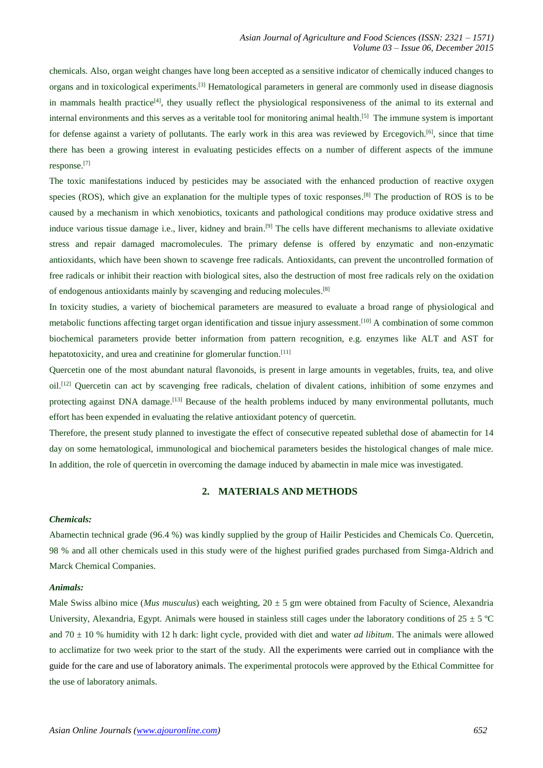chemicals. Also, organ weight changes have long been accepted as a sensitive indicator of chemically induced changes to organs and in toxicological experiments.[3] Hematological parameters in general are commonly used in disease diagnosis in mammals health practice[4], they usually reflect the physiological responsiveness of the animal to its external and internal environments and this serves as a veritable tool for monitoring animal health.[5] The immune system is important for defense against a variety of pollutants. The early work in this area was reviewed by Ercegovich.[6], since that time there has been a growing interest in evaluating pesticides effects on a number of different aspects of the immune response.[7]

The toxic manifestations induced by pesticides may be associated with the enhanced production of reactive oxygen species (ROS), which give an explanation for the multiple types of toxic responses.[8] The production of ROS is to be caused by a mechanism in which xenobiotics, toxicants and pathological conditions may produce oxidative stress and induce various tissue damage i.e., liver, kidney and brain.[9] The cells have different mechanisms to alleviate oxidative stress and repair damaged macromolecules. The primary defense is offered by enzymatic and non-enzymatic antioxidants, which have been shown to scavenge free radicals. Antioxidants, can prevent the uncontrolled formation of free radicals or inhibit their reaction with biological sites, also the destruction of most free radicals rely on the oxidation of endogenous antioxidants mainly by scavenging and reducing molecules.[8]

In toxicity studies, a variety of biochemical parameters are measured to evaluate a broad range of physiological and metabolic functions affecting target organ identification and tissue injury assessment.[10] A combination of some common biochemical parameters provide better information from pattern recognition, e.g. enzymes like ALT and AST for hepatotoxicity, and urea and creatinine for glomerular function.[11]

Quercetin one of the most abundant natural flavonoids, is present in large amounts in vegetables, fruits, tea, and olive oil.[12] Quercetin can act by scavenging free radicals, chelation of divalent cations, inhibition of some enzymes and protecting against DNA damage.[13] Because of the health problems induced by many environmental pollutants, much effort has been expended in evaluating the relative antioxidant potency of quercetin.

Therefore, the present study planned to investigate the effect of consecutive repeated sublethal dose of abamectin for 14 day on some hematological, immunological and biochemical parameters besides the histological changes of male mice. In addition, the role of quercetin in overcoming the damage induced by abamectin in male mice was investigated.

## 2. MATERIALS AND METHODS

### *Chemicals:*

Abamectin technical grade (96.4 %) was kindly supplied by the group of Hailir Pesticides and Chemicals Co. Quercetin, 98 % and all other chemicals used in this study were of the highest purified grades purchased from Simga-Aldrich and Marck Chemical Companies.

### *Animals:*

Male Swiss albino mice (*Mus musculus*) each weighting, 20 ± 5 gm were obtained from Faculty of Science, Alexandria University, Alexandria, Egypt. Animals were housed in stainless still cages under the laboratory conditions of 25 ± 5 ºC and 70 ± 10 % humidity with 12 h dark: light cycle, provided with diet and water *ad libitum*. The animals were allowed to acclimatize for two week prior to the start of the study. All the experiments were carried out in compliance with the guide for the care and use of laboratory animals. The experimental protocols were approved by the Ethical Committee for the use of laboratory animals.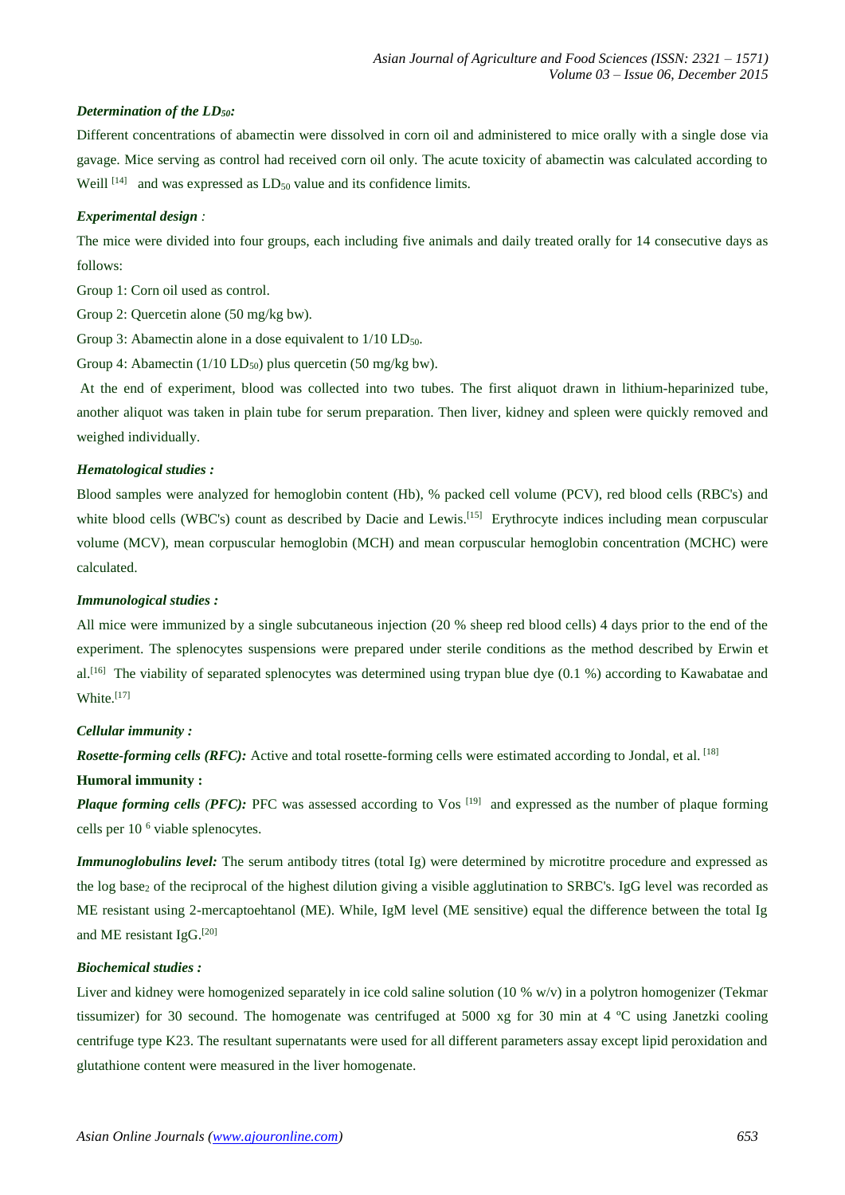***Determination of the $LD_{50}$:***

Different concentrations of abamectin were dissolved in corn oil and administered to mice orally with a single dose via gavage. Mice serving as control had received corn oil only. The acute toxicity of abamectin was calculated according to Weill [14] and was expressed as $LD_{50}$ value and its confidence limits.

***Experimental design :***

The mice were divided into four groups, each including five animals and daily treated orally for 14 consecutive days as follows:

Group 1: Corn oil used as control.

Group 2: Quercetin alone (50 mg/kg bw).

Group 3: Abamectin alone in a dose equivalent to 1/10 $LD_{50}$.

Group 4: Abamectin (1/10 $LD_{50}$) plus quercetin (50 mg/kg bw).

At the end of experiment, blood was collected into two tubes. The first aliquot drawn in lithium-heparinized tube, another aliquot was taken in plain tube for serum preparation. Then liver, kidney and spleen were quickly removed and weighed individually.

***Hematological studies :***

Blood samples were analyzed for hemoglobin content (Hb), % packed cell volume (PCV), red blood cells (RBC's) and white blood cells (WBC's) count as described by Dacie and Lewis.[15] Erythrocyte indices including mean corpuscular volume (MCV), mean corpuscular hemoglobin (MCH) and mean corpuscular hemoglobin concentration (MCHC) were calculated.

***Immunological studies :***

All mice were immunized by a single subcutaneous injection (20 % sheep red blood cells) 4 days prior to the end of the experiment. The splenocytes suspensions were prepared under sterile conditions as the method described by Erwin et al.[16] The viability of separated splenocytes was determined using trypan blue dye (0.1 %) according to Kawabatae and White.[17]

***Cellular immunity :***

***Rosette-forming cells (RFC):*** Active and total rosette-forming cells were estimated according to Jondal, et al. [18]

**Humoral immunity :**

***Plaque forming cells (PFC):*** PFC was assessed according to Vos [19] and expressed as the number of plaque forming cells per $10^6$ viable splenocytes.

***Immunoglobulins level:*** The serum antibody titres (total Ig) were determined by microtitre procedure and expressed as the log $base_2$ of the reciprocal of the highest dilution giving a visible agglutination to SRBC's. IgG level was recorded as ME resistant using 2-mercaptoehtanol (ME). While, IgM level (ME sensitive) equal the difference between the total Ig and ME resistant IgG.[20]

***Biochemical studies :***

Liver and kidney were homogenized separately in ice cold saline solution (10 % w/v) in a polytron homogenizer (Tekmar tissumizer) for 30 secound. The homogenate was centrifuged at 5000 xg for 30 min at 4 ºC using Janetzki cooling centrifuge type K23. The resultant supernatants were used for all different parameters assay except lipid peroxidation and glutathione content were measured in the liver homogenate.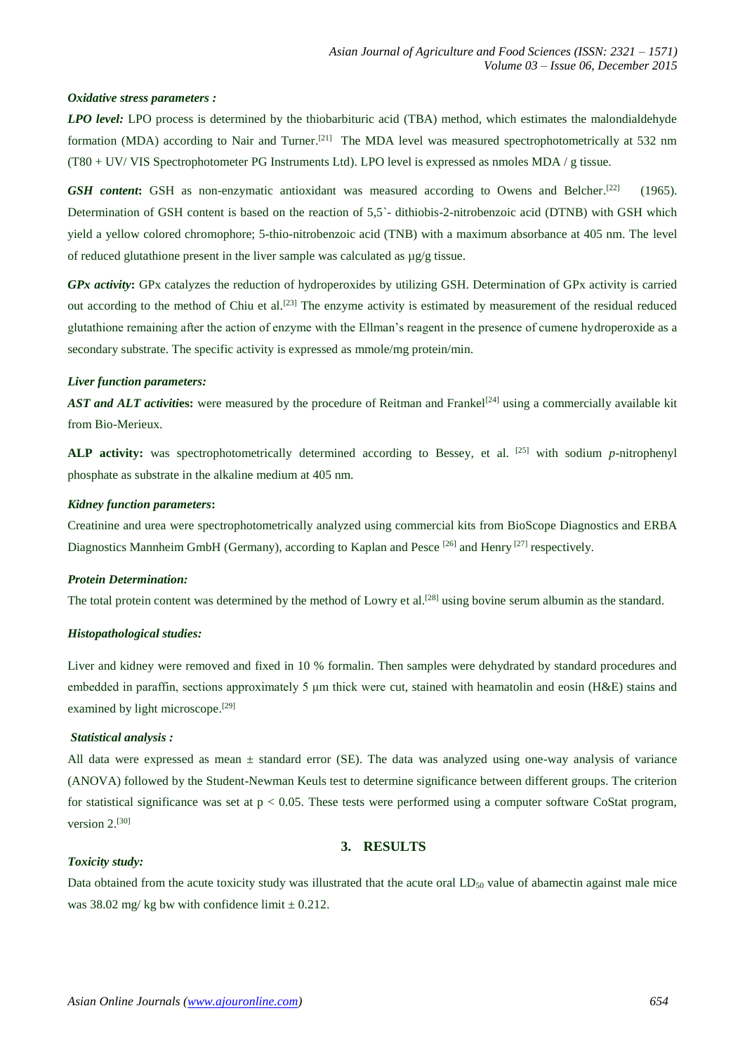***Oxidative stress parameters :***

***LPO level:*** LPO process is determined by the thiobarbituric acid (TBA) method, which estimates the malondialdehyde formation (MDA) according to Nair and Turner.[21] The MDA level was measured spectrophotometrically at 532 nm (T80 + UV/ VIS Spectrophotometer PG Instruments Ltd). LPO level is expressed as nmoles MDA / g tissue.

***GSH content*:** GSH as non-enzymatic antioxidant was measured according to Owens and Belcher.[22] (1965). Determination of GSH content is based on the reaction of 5,5`- dithiobis-2-nitrobenzoic acid (DTNB) with GSH which yield a yellow colored chromophore; 5-thio-nitrobenzoic acid (TNB) with a maximum absorbance at 405 nm. The level of reduced glutathione present in the liver sample was calculated as µg/g tissue.

***GPx activity*:** GPx catalyzes the reduction of hydroperoxides by utilizing GSH. Determination of GPx activity is carried out according to the method of Chiu et al.[23] The enzyme activity is estimated by measurement of the residual reduced glutathione remaining after the action of enzyme with the Ellman's reagent in the presence of cumene hydroperoxide as a secondary substrate. The specific activity is expressed as mmole/mg protein/min.

***Liver function parameters:***

***AST and ALT activitie*s:** were measured by the procedure of Reitman and Frankel[24] using a commercially available kit from Bio-Merieux.

**ALP activity:** was spectrophotometrically determined according to Bessey, et al. [25] with sodium *p*-nitrophenyl phosphate as substrate in the alkaline medium at 405 nm.

***Kidney function parameters*:**

Creatinine and urea were spectrophotometrically analyzed using commercial kits from BioScope Diagnostics and ERBA Diagnostics Mannheim GmbH (Germany), according to Kaplan and Pesce [26] and Henry [27] respectively.

***Protein Determination:***

The total protein content was determined by the method of Lowry et al.[28] using bovine serum albumin as the standard.

***Histopathological studies:***

Liver and kidney were removed and fixed in 10 % formalin. Then samples were dehydrated by standard procedures and embedded in paraffin, sections approximately 5 µm thick were cut, stained with heamatolin and eosin (H&E) stains and examined by light microscope.[29]

***Statistical analysis :***

All data were expressed as mean ± standard error (SE). The data was analyzed using one-way analysis of variance (ANOVA) followed by the Student-Newman Keuls test to determine significance between different groups. The criterion for statistical significance was set at $p < 0.05$. These tests were performed using a computer software CoStat program, version 2.[30]

## 3. RESULTS

***Toxicity study:***

Data obtained from the acute toxicity study was illustrated that the acute oral $LD_{50}$ value of abamectin against male mice was 38.02 mg/ kg bw with confidence limit ± 0.212.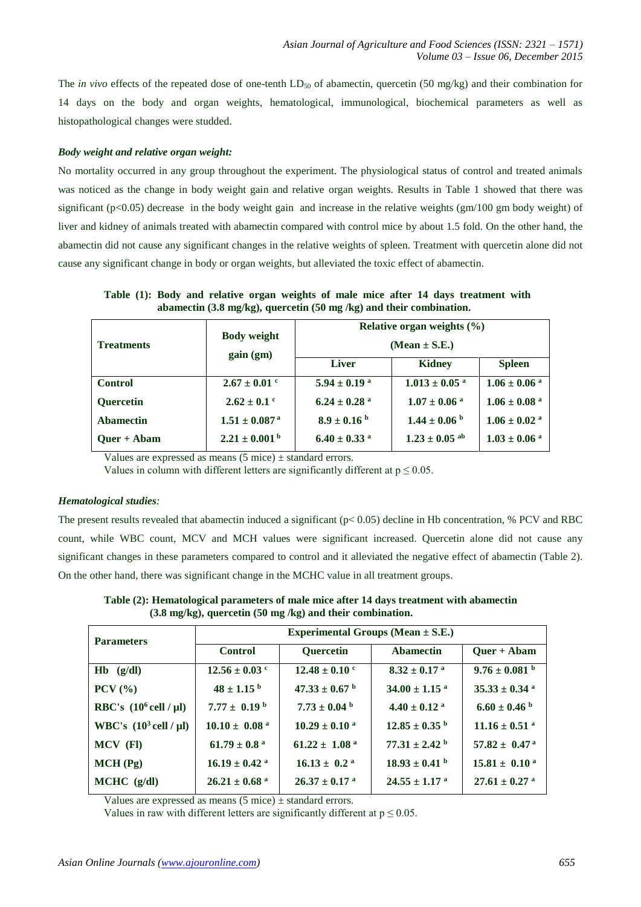The *in vivo* effects of the repeated dose of one-tenth $LD_{50}$ of abamectin, quercetin (50 mg/kg) and their combination for 14 days on the body and organ weights, hematological, immunological, biochemical parameters as well as histopathological changes were studied.

***Body weight and relative organ weight:***

No mortality occurred in any group throughout the experiment. The physiological status of control and treated animals was noticed as the change in body weight gain and relative organ weights. Results in Table 1 showed that there was significant ($p<0.05$) decrease in the body weight gain and increase in the relative weights (gm/100 gm body weight) of liver and kidney of animals treated with abamectin compared with control mice by about 1.5 fold. On the other hand, the abamectin did not cause any significant changes in the relative weights of spleen. Treatment with quercetin alone did not cause any significant change in body or organ weights, but alleviated the toxic effect of abamectin.

**Table (1): Body and relative organ weights of male mice after 14 days treatment with abamectin (3.8 mg/kg), quercetin (50 mg /kg) and their combination.**

| Treatments | Body weight gain (gm) | Relative organ weights (%) (Mean ± S.E.) | | |
|---|---|---|---|---|
| | | Liver | Kidney | Spleen |
| **Control** | 2.67 ± 0.01 $^{c}$ | 5.94 ± 0.19 $^{a}$ | 1.013 ± 0.05 $^{a}$ | 1.06 ± 0.06 $^{a}$ |
| **Quercetin** | 2.62 ± 0.1 $^{c}$ | 6.24 ± 0.28 $^{a}$ | 1.07 ± 0.06 $^{a}$ | 1.06 ± 0.08 $^{a}$ |
| **Abamectin** | 1.51 ± 0.087 $^{a}$ | 8.9 ± 0.16 $^{b}$ | 1.44 ± 0.06 $^{b}$ | 1.06 ± 0.02 $^{a}$ |
| **Quer + Abam** | 2.21 ± 0.001 $^{b}$ | 6.40 ± 0.33 $^{a}$ | 1.23 ± 0.05 $^{ab}$ | 1.03 ± 0.06 $^{a}$ |

Values are expressed as means (5 mice) ± standard errors.
Values in column with different letters are significantly different at $p \leq 0.05$.

***Hematological studies:***

The present results revealed that abamectin induced a significant ($p< 0.05$) decline in Hb concentration, % PCV and RBC count, while WBC count, MCV and MCH values were significant increased. Quercetin alone did not cause any significant changes in these parameters compared to control and it alleviated the negative effect of abamectin (Table 2). On the other hand, there was significant change in the MCHC value in all treatment groups.

**Table (2): Hematological parameters of male mice after 14 days treatment with abamectin (3.8 mg/kg), quercetin (50 mg /kg) and their combination.**

| Parameters | Experimental Groups (Mean ± S.E.) | | | |
|---|---|---|---|---|
| | Control | Quercetin | Abamectin | Quer + Abam |
| **Hb (g/dl)** | 12.56 ± 0.03 $^{c}$ | 12.48 ± 0.10 $^{c}$ | 8.32 ± 0.17 $^{a}$ | 9.76 ± 0.081 $^{b}$ |
| **PCV (%)** | 48 ± 1.15 $^{b}$ | 47.33 ± 0.67 $^{b}$ | 34.00 ± 1.15 $^{a}$ | 35.33 ± 0.34 $^{a}$ |
| **RBC's ($10^6$ cell / µl)** | 7.77 ± 0.19 $^{b}$ | 7.73 ± 0.04 $^{b}$ | 4.40 ± 0.12 $^{a}$ | 6.60 ± 0.46 $^{b}$ |
| **WBC's ($10^3$ cell / µl)** | 10.10 ± 0.08 $^{a}$ | 10.29 ± 0.10 $^{a}$ | 12.85 ± 0.35 $^{b}$ | 11.16 ± 0.51 $^{a}$ |
| **MCV (Fl)** | 61.79 ± 0.8 $^{a}$ | 61.22 ± 1.08 $^{a}$ | 77.31 ± 2.42 $^{b}$ | 57.82 ± 0.47 $^{a}$ |
| **MCH (Pg)** | 16.19 ± 0.42 $^{a}$ | 16.13 ± 0.2 $^{a}$ | 18.93 ± 0.41 $^{b}$ | 15.81 ± 0.10 $^{a}$ |
| **MCHC (g/dl)** | 26.21 ± 0.68 $^{a}$ | 26.37 ± 0.17 $^{a}$ | 24.55 ± 1.17 $^{a}$ | 27.61 ± 0.27 $^{a}$ |

Values are expressed as means (5 mice) ± standard errors.
Values in raw with different letters are significantly different at $p \leq 0.05$.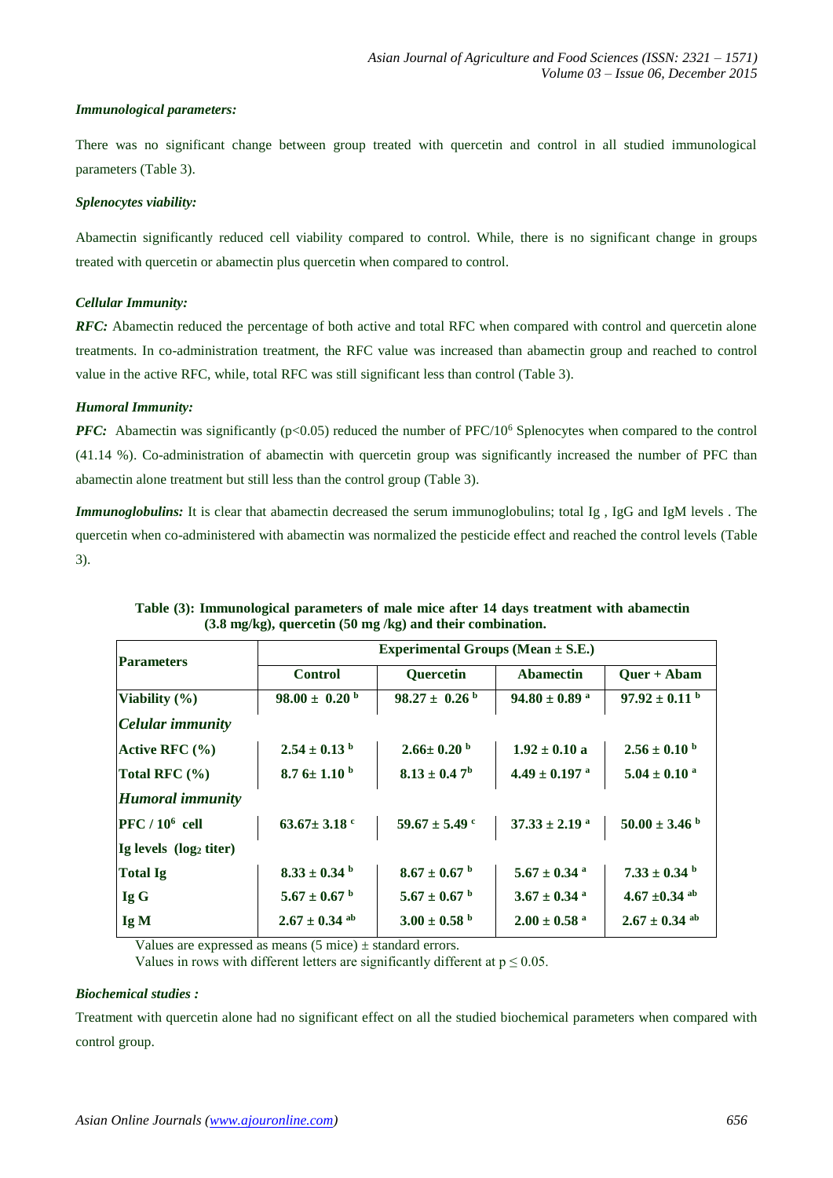***Immunological parameters:***

There was no significant change between group treated with quercetin and control in all studied immunological parameters (Table 3).

***Splenocytes viability:***

Abamectin significantly reduced cell viability compared to control. While, there is no significant change in groups treated with quercetin or abamectin plus quercetin when compared to control.

***Cellular Immunity:***

***RFC:*** Abamectin reduced the percentage of both active and total RFC when compared with control and quercetin alone treatments. In co-administration treatment, the RFC value was increased than abamectin group and reached to control value in the active RFC, while, total RFC was still significant less than control (Table 3).

***Humoral Immunity:***

***PFC:*** Abamectin was significantly ($p<0.05$) reduced the number of PFC/$10^6$ Splenocytes when compared to the control (41.14 %). Co-administration of abamectin with quercetin group was significantly increased the number of PFC than abamectin alone treatment but still less than the control group (Table 3).

***Immunoglobulins:*** It is clear that abamectin decreased the serum immunoglobulins; total Ig , IgG and IgM levels . The quercetin when co-administered with abamectin was normalized the pesticide effect and reached the control levels (Table 3).

**Table (3): Immunological parameters of male mice after 14 days treatment with abamectin (3.8 mg/kg), quercetin (50 mg /kg) and their combination.**

| Parameters | Experimental Groups (Mean ± S.E.) | | | |
|---|---|---|---|---|
| | Control | Quercetin | Abamectin | Quer + Abam |
| **Viability (%)** | 98.00 ± 0.20 $^{b}$ | 98.27 ± 0.26 $^{b}$ | 94.80 ± 0.89 $^{a}$ | 97.92 ± 0.11 $^{b}$ |
| ***Celular immunity*** | | | | |
| **Active RFC (%)** | 2.54 ± 0.13 $^{b}$ | 2.66± 0.20 $^{b}$ | 1.92 ± 0.10 a | 2.56 ± 0.10 $^{b}$ |
| **Total RFC (%)** | 8.7 6± 1.10 $^{b}$ | 8.13 ± 0.4 7$^{b}$ | 4.49 ± 0.197 $^{a}$ | 5.04 ± 0.10 $^{a}$ |
| ***Humoral immunity*** | | | | |
| **PFC / $10^6$ cell** | 63.67± 3.18 $^{c}$ | 59.67 ± 5.49 $^{c}$ | 37.33 ± 2.19 $^{a}$ | 50.00 ± 3.46 $^{b}$ |
| **Ig levels ($\log_2$ titer)** | | | | |
| **Total Ig** | 8.33 ± 0.34 $^{b}$ | 8.67 ± 0.67 $^{b}$ | 5.67 ± 0.34 $^{a}$ | 7.33 ± 0.34 $^{b}$ |
| **Ig G** | 5.67 ± 0.67 $^{b}$ | 5.67 ± 0.67 $^{b}$ | 3.67 ± 0.34 $^{a}$ | 4.67 ±0.34 $^{ab}$ |
| **Ig M** | 2.67 ± 0.34 $^{ab}$ | 3.00 ± 0.58 $^{b}$ | 2.00 ± 0.58 $^{a}$ | 2.67 ± 0.34 $^{ab}$ |

Values are expressed as means (5 mice) ± standard errors.
Values in rows with different letters are significantly different at $p \leq 0.05$.

***Biochemical studies :***

Treatment with quercetin alone had no significant effect on all the studied biochemical parameters when compared with control group.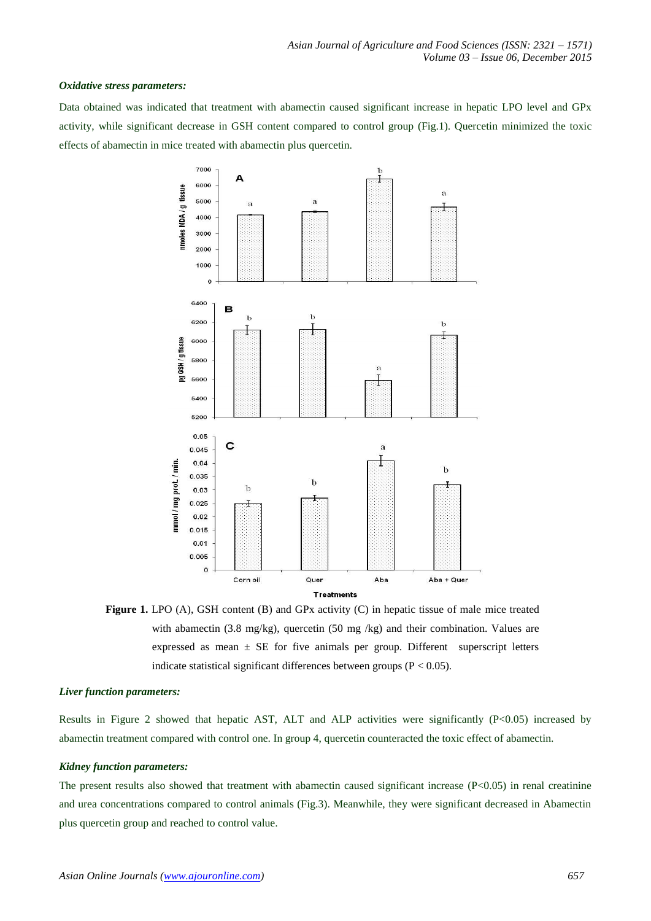### *Oxidative stress parameters:*

Data obtained was indicated that treatment with abamectin caused significant increase in hepatic LPO level and GPx activity, while significant decrease in GSH content compared to control group (Fig.1). Quercetin minimized the toxic effects of abamectin in mice treated with abamectin plus quercetin.

**Figure 1.** LPO (A), GSH content (B) and GPx activity (C) in hepatic tissue of male mice treated with abamectin (3.8 mg/kg), quercetin (50 mg /kg) and their combination. Values are expressed as mean ± SE for five animals per group. Different superscript letters indicate statistical significant differences between groups (P < 0.05).

### *Liver function parameters:*

Results in Figure 2 showed that hepatic AST, ALT and ALP activities were significantly (P<0.05) increased by abamectin treatment compared with control one. In group 4, quercetin counteracted the toxic effect of abamectin.

### *Kidney function parameters:*

The present results also showed that treatment with abamectin caused significant increase (P<0.05) in renal creatinine and urea concentrations compared to control animals (Fig.3). Meanwhile, they were significant decreased in Abamectin plus quercetin group and reached to control value.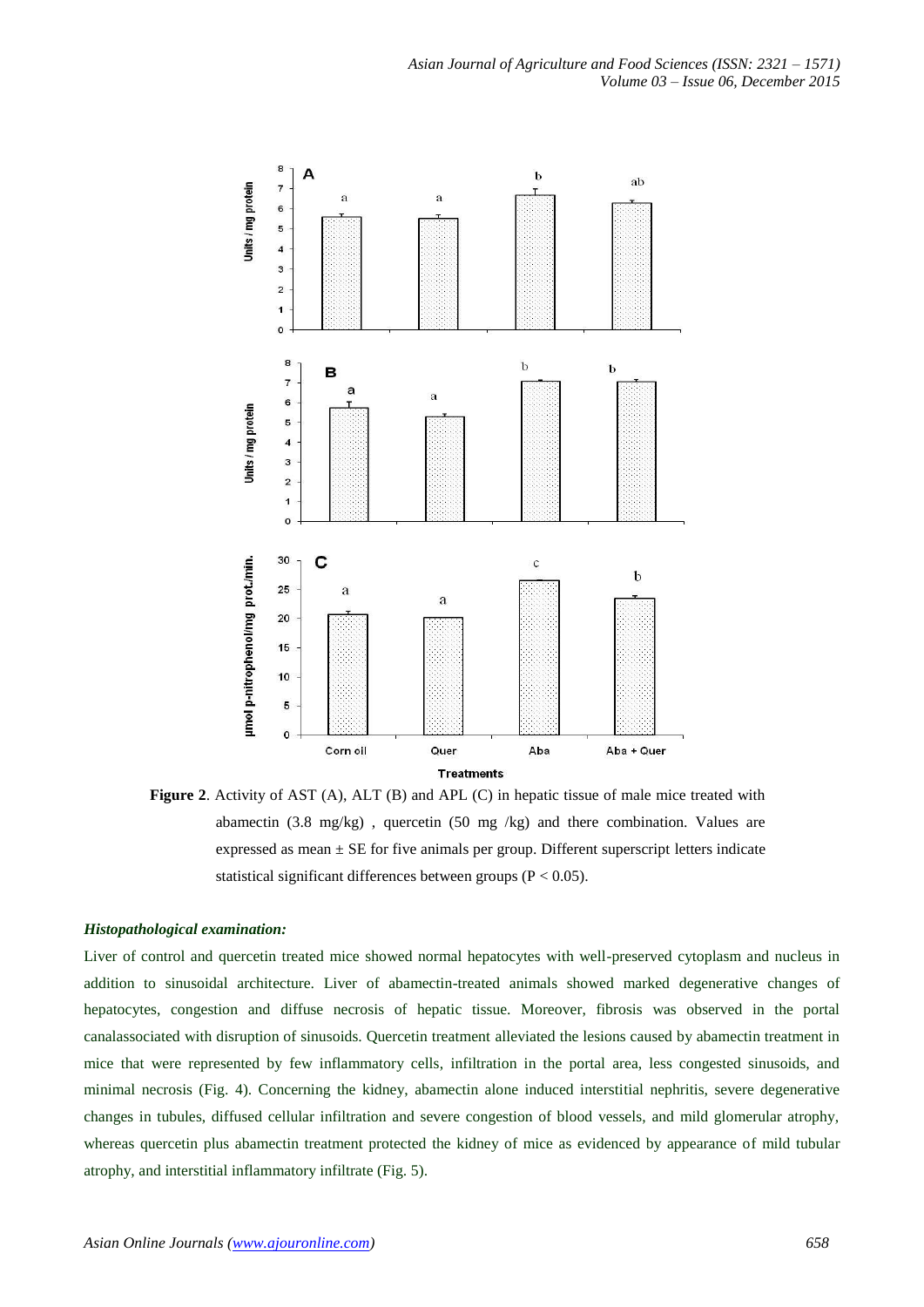**Figure 2**. Activity of AST (A), ALT (B) and APL (C) in hepatic tissue of male mice treated with abamectin (3.8 mg/kg) , quercetin (50 mg /kg) and there combination. Values are expressed as mean ± SE for five animals per group. Different superscript letters indicate statistical significant differences between groups ($P < 0.05$).

### *Histopathological examination:*

Liver of control and quercetin treated mice showed normal hepatocytes with well-preserved cytoplasm and nucleus in addition to sinusoidal architecture. Liver of abamectin-treated animals showed marked degenerative changes of hepatocytes, congestion and diffuse necrosis of hepatic tissue. Moreover, fibrosis was observed in the portal canalassociated with disruption of sinusoids. Quercetin treatment alleviated the lesions caused by abamectin treatment in mice that were represented by few inflammatory cells, infiltration in the portal area, less congested sinusoids, and minimal necrosis (Fig. 4). Concerning the kidney, abamectin alone induced interstitial nephritis, severe degenerative changes in tubules, diffused cellular infiltration and severe congestion of blood vessels, and mild glomerular atrophy, whereas quercetin plus abamectin treatment protected the kidney of mice as evidenced by appearance of mild tubular atrophy, and interstitial inflammatory infiltrate (Fig. 5).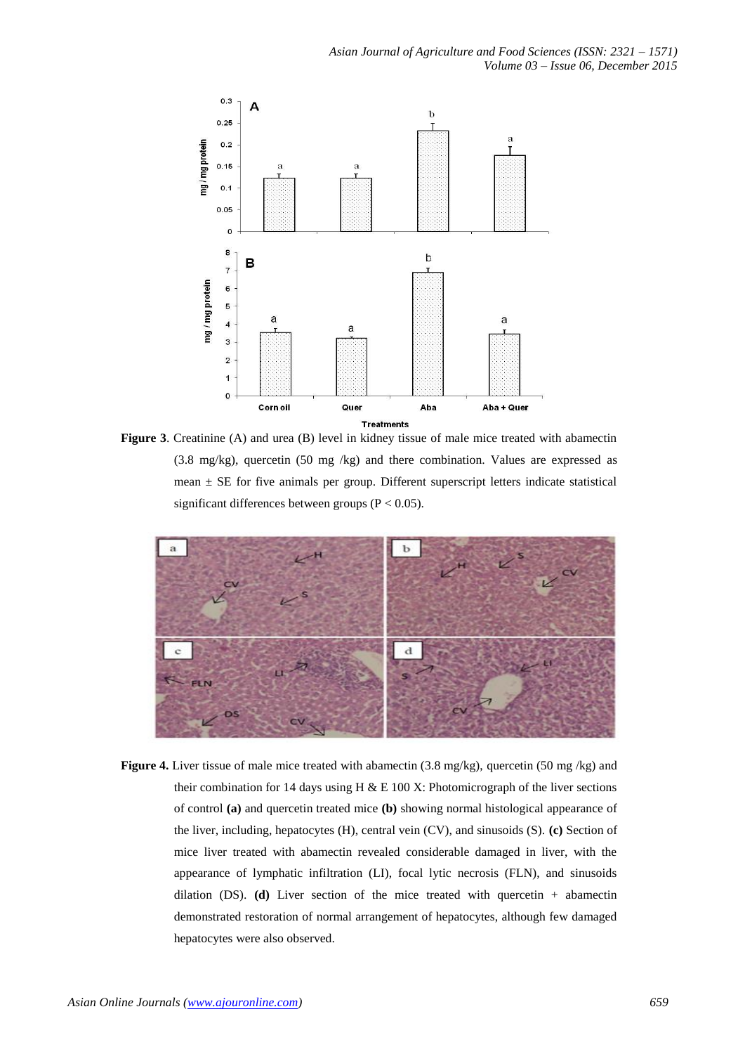**Figure 3**. Creatinine (A) and urea (B) level in kidney tissue of male mice treated with abamectin (3.8 mg/kg), quercetin (50 mg /kg) and there combination. Values are expressed as mean ± SE for five animals per group. Different superscript letters indicate statistical significant differences between groups (P < 0.05).

**Figure 4.** Liver tissue of male mice treated with abamectin (3.8 mg/kg), quercetin (50 mg /kg) and their combination for 14 days using H & E 100 X: Photomicrograph of the liver sections of control **(a)** and quercetin treated mice **(b)** showing normal histological appearance of the liver, including, hepatocytes (H), central vein (CV), and sinusoids (S). **(c)** Section of mice liver treated with abamectin revealed considerable damaged in liver, with the appearance of lymphatic infiltration (LI), focal lytic necrosis (FLN), and sinusoids dilation (DS). **(d)** Liver section of the mice treated with quercetin + abamectin demonstrated restoration of normal arrangement of hepatocytes, although few damaged hepatocytes were also observed.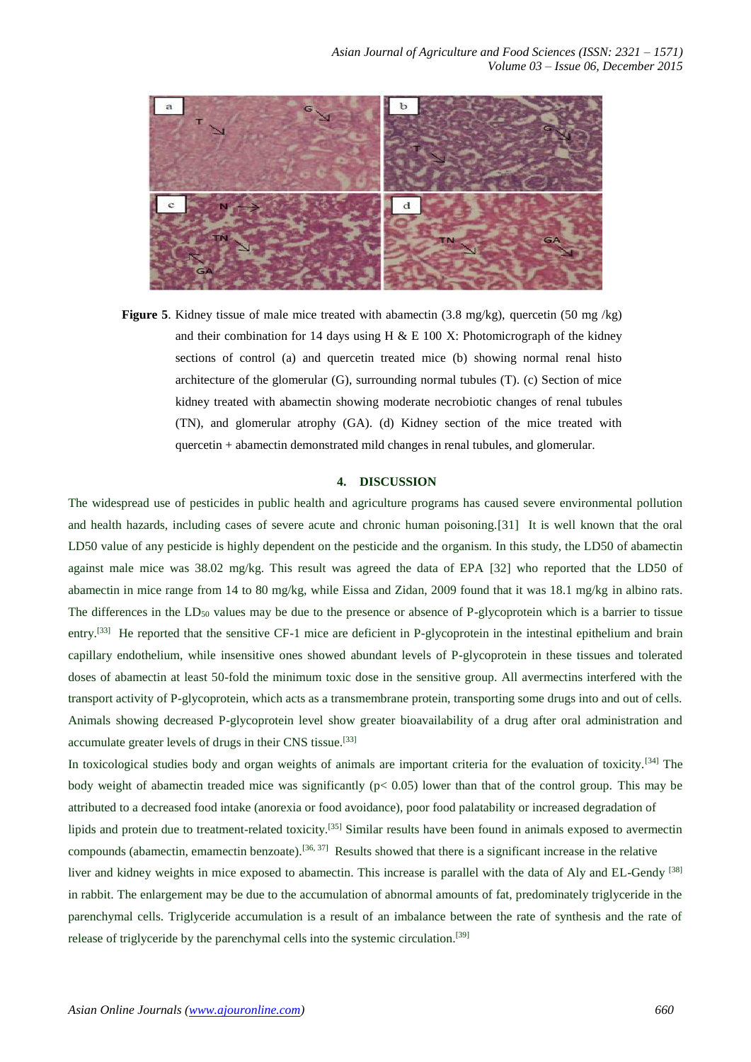**Figure 5**. Kidney tissue of male mice treated with abamectin (3.8 mg/kg), quercetin (50 mg /kg) and their combination for 14 days using H & E 100 X: Photomicrograph of the kidney sections of control (a) and quercetin treated mice (b) showing normal renal histo architecture of the glomerular (G), surrounding normal tubules (T). (c) Section of mice kidney treated with abamectin showing moderate necrobiotic changes of renal tubules (TN), and glomerular atrophy (GA). (d) Kidney section of the mice treated with quercetin + abamectin demonstrated mild changes in renal tubules, and glomerular.

## 4. DISCUSSION

The widespread use of pesticides in public health and agriculture programs has caused severe environmental pollution and health hazards, including cases of severe acute and chronic human poisoning.[31] It is well known that the oral LD50 value of any pesticide is highly dependent on the pesticide and the organism. In this study, the LD50 of abamectin against male mice was 38.02 mg/kg. This result was agreed the data of EPA [32] who reported that the LD50 of abamectin in mice range from 14 to 80 mg/kg, while Eissa and Zidan, 2009 found that it was 18.1 mg/kg in albino rats. The differences in the $LD_{50}$ values may be due to the presence or absence of P-glycoprotein which is a barrier to tissue entry.[33] He reported that the sensitive CF-1 mice are deficient in P-glycoprotein in the intestinal epithelium and brain capillary endothelium, while insensitive ones showed abundant levels of P-glycoprotein in these tissues and tolerated doses of abamectin at least 50-fold the minimum toxic dose in the sensitive group. All avermectins interfered with the transport activity of P-glycoprotein, which acts as a transmembrane protein, transporting some drugs into and out of cells. Animals showing decreased P-glycoprotein level show greater bioavailability of a drug after oral administration and accumulate greater levels of drugs in their CNS tissue.[33]

In toxicological studies body and organ weights of animals are important criteria for the evaluation of toxicity.[34] The body weight of abamectin treaded mice was significantly ($p < 0.05$) lower than that of the control group. This may be attributed to a decreased food intake (anorexia or food avoidance), poor food palatability or increased degradation of lipids and protein due to treatment-related toxicity.[35] Similar results have been found in animals exposed to avermectin compounds (abamectin, emamectin benzoate).[36, 37] Results showed that there is a significant increase in the relative liver and kidney weights in mice exposed to abamectin. This increase is parallel with the data of Aly and EL-Gendy [38] in rabbit. The enlargement may be due to the accumulation of abnormal amounts of fat, predominately triglyceride in the parenchymal cells. Triglyceride accumulation is a result of an imbalance between the rate of synthesis and the rate of release of triglyceride by the parenchymal cells into the systemic circulation.[39]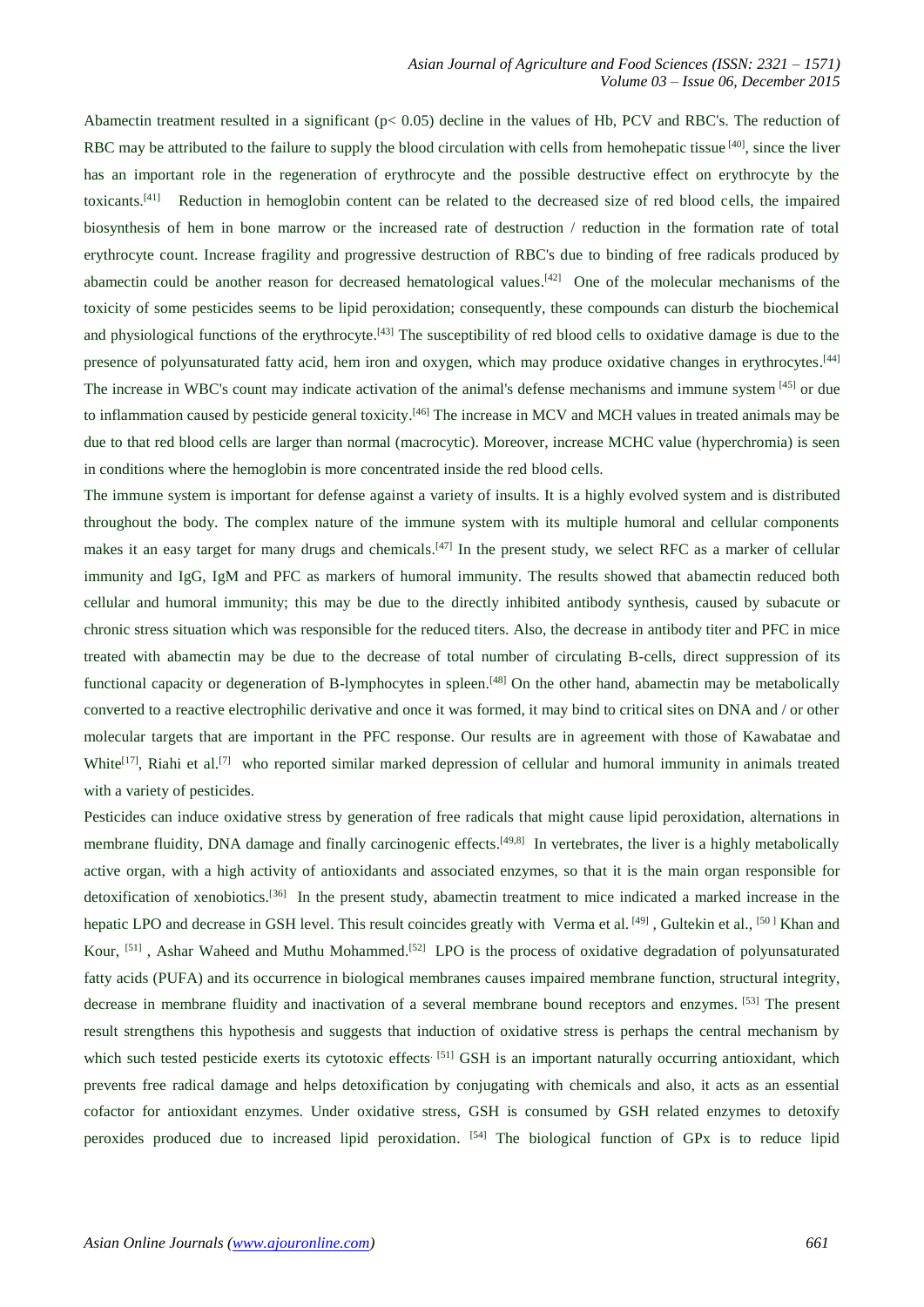Abamectin treatment resulted in a significant ($p < 0.05$) decline in the values of Hb, PCV and RBC's. The reduction of RBC may be attributed to the failure to supply the blood circulation with cells from hemohepatic tissue [40], since the liver has an important role in the regeneration of erythrocyte and the possible destructive effect on erythrocyte by the toxicants.[41] Reduction in hemoglobin content can be related to the decreased size of red blood cells, the impaired biosynthesis of hem in bone marrow or the increased rate of destruction / reduction in the formation rate of total erythrocyte count. Increase fragility and progressive destruction of RBC's due to binding of free radicals produced by abamectin could be another reason for decreased hematological values.[42] One of the molecular mechanisms of the toxicity of some pesticides seems to be lipid peroxidation; consequently, these compounds can disturb the biochemical and physiological functions of the erythrocyte.[43] The susceptibility of red blood cells to oxidative damage is due to the presence of polyunsaturated fatty acid, hem iron and oxygen, which may produce oxidative changes in erythrocytes.[44] The increase in WBC's count may indicate activation of the animal's defense mechanisms and immune system [45] or due to inflammation caused by pesticide general toxicity.[46] The increase in MCV and MCH values in treated animals may be due to that red blood cells are larger than normal (macrocytic). Moreover, increase MCHC value (hyperchromia) is seen in conditions where the hemoglobin is more concentrated inside the red blood cells.

The immune system is important for defense against a variety of insults. It is a highly evolved system and is distributed throughout the body. The complex nature of the immune system with its multiple humoral and cellular components makes it an easy target for many drugs and chemicals.[47] In the present study, we select RFC as a marker of cellular immunity and IgG, IgM and PFC as markers of humoral immunity. The results showed that abamectin reduced both cellular and humoral immunity; this may be due to the directly inhibited antibody synthesis, caused by subacute or chronic stress situation which was responsible for the reduced titers. Also, the decrease in antibody titer and PFC in mice treated with abamectin may be due to the decrease of total number of circulating B-cells, direct suppression of its functional capacity or degeneration of B-lymphocytes in spleen.[48] On the other hand, abamectin may be metabolically converted to a reactive electrophilic derivative and once it was formed, it may bind to critical sites on DNA and / or other molecular targets that are important in the PFC response. Our results are in agreement with those of Kawabatae and White[17], Riahi et al.[7] who reported similar marked depression of cellular and humoral immunity in animals treated with a variety of pesticides.

Pesticides can induce oxidative stress by generation of free radicals that might cause lipid peroxidation, alternations in membrane fluidity, DNA damage and finally carcinogenic effects.[49,8] In vertebrates, the liver is a highly metabolically active organ, with a high activity of antioxidants and associated enzymes, so that it is the main organ responsible for detoxification of xenobiotics.[36] In the present study, abamectin treatment to mice indicated a marked increase in the hepatic LPO and decrease in GSH level. This result coincides greatly with Verma et al. [49] , Gultekin et al., [50] Khan and Kour, [51] , Ashar Waheed and Muthu Mohammed.[52] LPO is the process of oxidative degradation of polyunsaturated fatty acids (PUFA) and its occurrence in biological membranes causes impaired membrane function, structural integrity, decrease in membrane fluidity and inactivation of a several membrane bound receptors and enzymes. [53] The present result strengthens this hypothesis and suggests that induction of oxidative stress is perhaps the central mechanism by which such tested pesticide exerts its cytotoxic effects. [51] GSH is an important naturally occurring antioxidant, which prevents free radical damage and helps detoxification by conjugating with chemicals and also, it acts as an essential cofactor for antioxidant enzymes. Under oxidative stress, GSH is consumed by GSH related enzymes to detoxify peroxides produced due to increased lipid peroxidation. [54] The biological function of GPx is to reduce lipid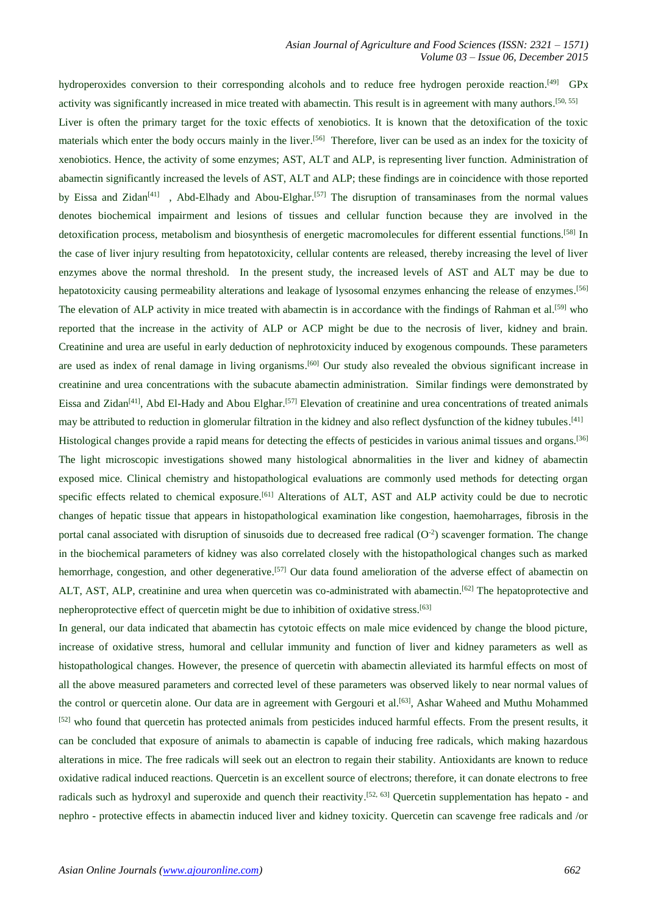hydroperoxides conversion to their corresponding alcohols and to reduce free hydrogen peroxide reaction.[49] GPx activity was significantly increased in mice treated with abamectin. This result is in agreement with many authors.[50, 55]

Liver is often the primary target for the toxic effects of xenobiotics. It is known that the detoxification of the toxic materials which enter the body occurs mainly in the liver.[56] Therefore, liver can be used as an index for the toxicity of xenobiotics. Hence, the activity of some enzymes; AST, ALT and ALP, is representing liver function. Administration of abamectin significantly increased the levels of AST, ALT and ALP; these findings are in coincidence with those reported by Eissa and Zidan[41] , Abd-Elhady and Abou-Elghar.[57] The disruption of transaminases from the normal values denotes biochemical impairment and lesions of tissues and cellular function because they are involved in the detoxification process, metabolism and biosynthesis of energetic macromolecules for different essential functions.[58] In the case of liver injury resulting from hepatotoxicity, cellular contents are released, thereby increasing the level of liver enzymes above the normal threshold. In the present study, the increased levels of AST and ALT may be due to hepatotoxicity causing permeability alterations and leakage of lysosomal enzymes enhancing the release of enzymes.[56] The elevation of ALP activity in mice treated with abamectin is in accordance with the findings of Rahman et al.[59] who reported that the increase in the activity of ALP or ACP might be due to the necrosis of liver, kidney and brain. Creatinine and urea are useful in early deduction of nephrotoxicity induced by exogenous compounds. These parameters are used as index of renal damage in living organisms.[60] Our study also revealed the obvious significant increase in creatinine and urea concentrations with the subacute abamectin administration. Similar findings were demonstrated by Eissa and Zidan[41], Abd El-Hady and Abou Elghar.[57] Elevation of creatinine and urea concentrations of treated animals may be attributed to reduction in glomerular filtration in the kidney and also reflect dysfunction of the kidney tubules.[41]

Histological changes provide a rapid means for detecting the effects of pesticides in various animal tissues and organs.[36] The light microscopic investigations showed many histological abnormalities in the liver and kidney of abamectin exposed mice. Clinical chemistry and histopathological evaluations are commonly used methods for detecting organ specific effects related to chemical exposure.[61] Alterations of ALT, AST and ALP activity could be due to necrotic changes of hepatic tissue that appears in histopathological examination like congestion, haemoharrages, fibrosis in the portal canal associated with disruption of sinusoids due to decreased free radical ($O^{-2}$) scavenger formation. The change in the biochemical parameters of kidney was also correlated closely with the histopathological changes such as marked hemorrhage, congestion, and other degenerative.[57] Our data found amelioration of the adverse effect of abamectin on ALT, AST, ALP, creatinine and urea when quercetin was co-administrated with abamectin.[62] The hepatoprotective and nepheroprotective effect of quercetin might be due to inhibition of oxidative stress.[63]

In general, our data indicated that abamectin has cytotoic effects on male mice evidenced by change the blood picture, increase of oxidative stress, humoral and cellular immunity and function of liver and kidney parameters as well as histopathological changes. However, the presence of quercetin with abamectin alleviated its harmful effects on most of all the above measured parameters and corrected level of these parameters was observed likely to near normal values of the control or quercetin alone. Our data are in agreement with Gergouri et al.[63], Ashar Waheed and Muthu Mohammed [52] who found that quercetin has protected animals from pesticides induced harmful effects. From the present results, it can be concluded that exposure of animals to abamectin is capable of inducing free radicals, which making hazardous alterations in mice. The free radicals will seek out an electron to regain their stability. Antioxidants are known to reduce oxidative radical induced reactions. Quercetin is an excellent source of electrons; therefore, it can donate electrons to free radicals such as hydroxyl and superoxide and quench their reactivity.[52, 63] Quercetin supplementation has hepato - and nephro - protective effects in abamectin induced liver and kidney toxicity. Quercetin can scavenge free radicals and /or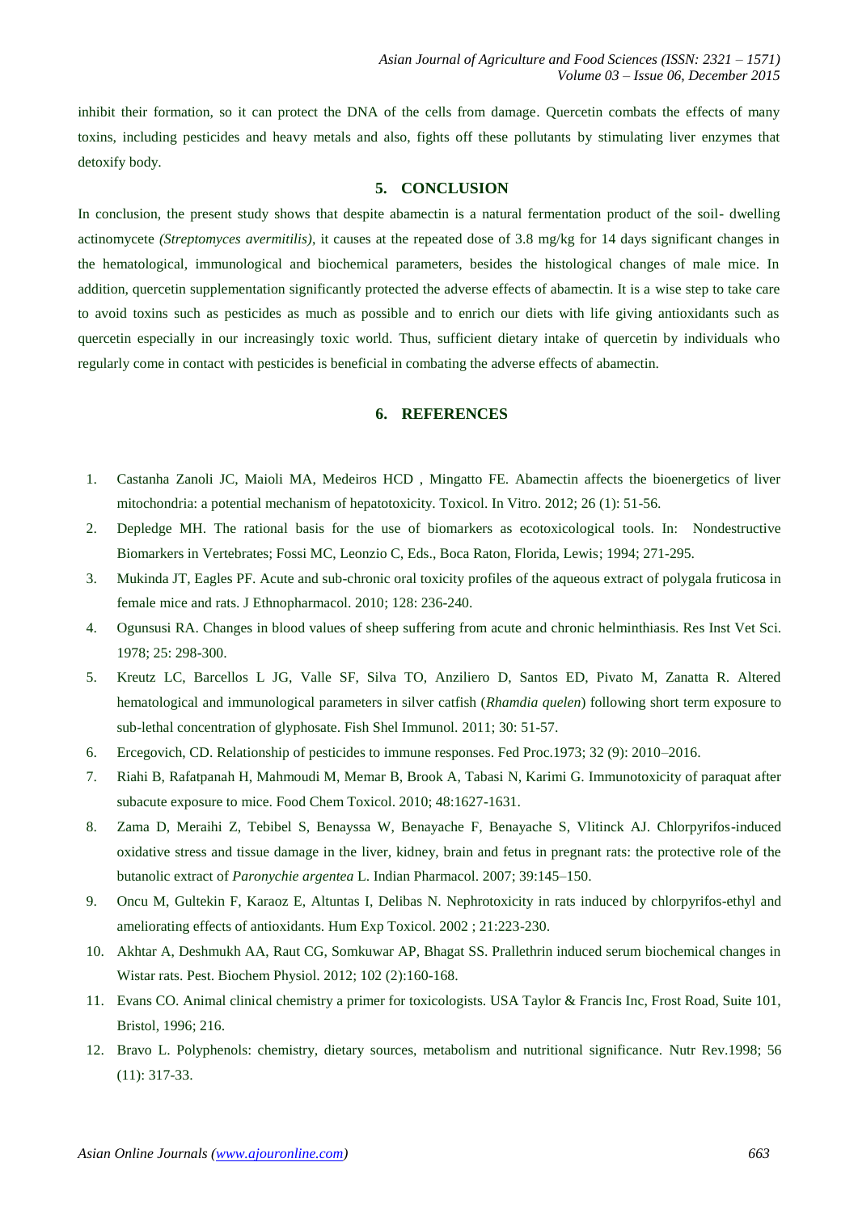inhibit their formation, so it can protect the DNA of the cells from damage. Quercetin combats the effects of many toxins, including pesticides and heavy metals and also, fights off these pollutants by stimulating liver enzymes that detoxify body.

## 5. CONCLUSION

In conclusion, the present study shows that despite abamectin is a natural fermentation product of the soil- dwelling actinomycete *(Streptomyces avermitilis)*, it causes at the repeated dose of 3.8 mg/kg for 14 days significant changes in the hematological, immunological and biochemical parameters, besides the histological changes of male mice. In addition, quercetin supplementation significantly protected the adverse effects of abamectin. It is a wise step to take care to avoid toxins such as pesticides as much as possible and to enrich our diets with life giving antioxidants such as quercetin especially in our increasingly toxic world. Thus, sufficient dietary intake of quercetin by individuals who regularly come in contact with pesticides is beneficial in combating the adverse effects of abamectin.

## 6. REFERENCES

1. Castanha Zanoli JC, Maioli MA, Medeiros HCD , Mingatto FE. Abamectin affects the bioenergetics of liver mitochondria: a potential mechanism of hepatotoxicity. Toxicol. In Vitro. 2012; 26 (1): 51-56.
2. Depledge MH. The rational basis for the use of biomarkers as ecotoxicological tools. In: Nondestructive Biomarkers in Vertebrates; Fossi MC, Leonzio C, Eds., Boca Raton, Florida, Lewis; 1994; 271-295.
3. Mukinda JT, Eagles PF. Acute and sub-chronic oral toxicity profiles of the aqueous extract of polygala fruticosa in female mice and rats. J Ethnopharmacol. 2010; 128: 236-240.
4. Ogunsusi RA. Changes in blood values of sheep suffering from acute and chronic helminthiasis. Res Inst Vet Sci. 1978; 25: 298-300.
5. Kreutz LC, Barcellos L JG, Valle SF, Silva TO, Anziliero D, Santos ED, Pivato M, Zanatta R. Altered hematological and immunological parameters in silver catfish (*Rhamdia quelen*) following short term exposure to sub-lethal concentration of glyphosate. Fish Shel Immunol. 2011; 30: 51-57.
6. Ercegovich, CD. Relationship of pesticides to immune responses. Fed Proc.1973; 32 (9): 2010–2016.
7. Riahi B, Rafatpanah H, Mahmoudi M, Memar B, Brook A, Tabasi N, Karimi G. Immunotoxicity of paraquat after subacute exposure to mice. Food Chem Toxicol. 2010; 48:1627-1631.
8. Zama D, Meraihi Z, Tebibel S, Benayssa W, Benayache F, Benayache S, Vlitinck AJ. Chlorpyrifos-induced oxidative stress and tissue damage in the liver, kidney, brain and fetus in pregnant rats: the protective role of the butanolic extract of *Paronychie argentea* L. Indian Pharmacol. 2007; 39:145–150.
9. Oncu M, Gultekin F, Karaoz E, Altuntas I, Delibas N. Nephrotoxicity in rats induced by chlorpyrifos-ethyl and ameliorating effects of antioxidants. Hum Exp Toxicol. 2002 ; 21:223-230.
10. Akhtar A, Deshmukh AA, Raut CG, Somkuwar AP, Bhagat SS. Prallethrin induced serum biochemical changes in Wistar rats. Pest. Biochem Physiol. 2012; 102 (2):160-168.
11. Evans CO. Animal clinical chemistry a primer for toxicologists. USA Taylor & Francis Inc, Frost Road, Suite 101, Bristol, 1996; 216.
12. Bravo L. Polyphenols: chemistry, dietary sources, metabolism and nutritional significance. Nutr Rev.1998; 56 (11): 317-33.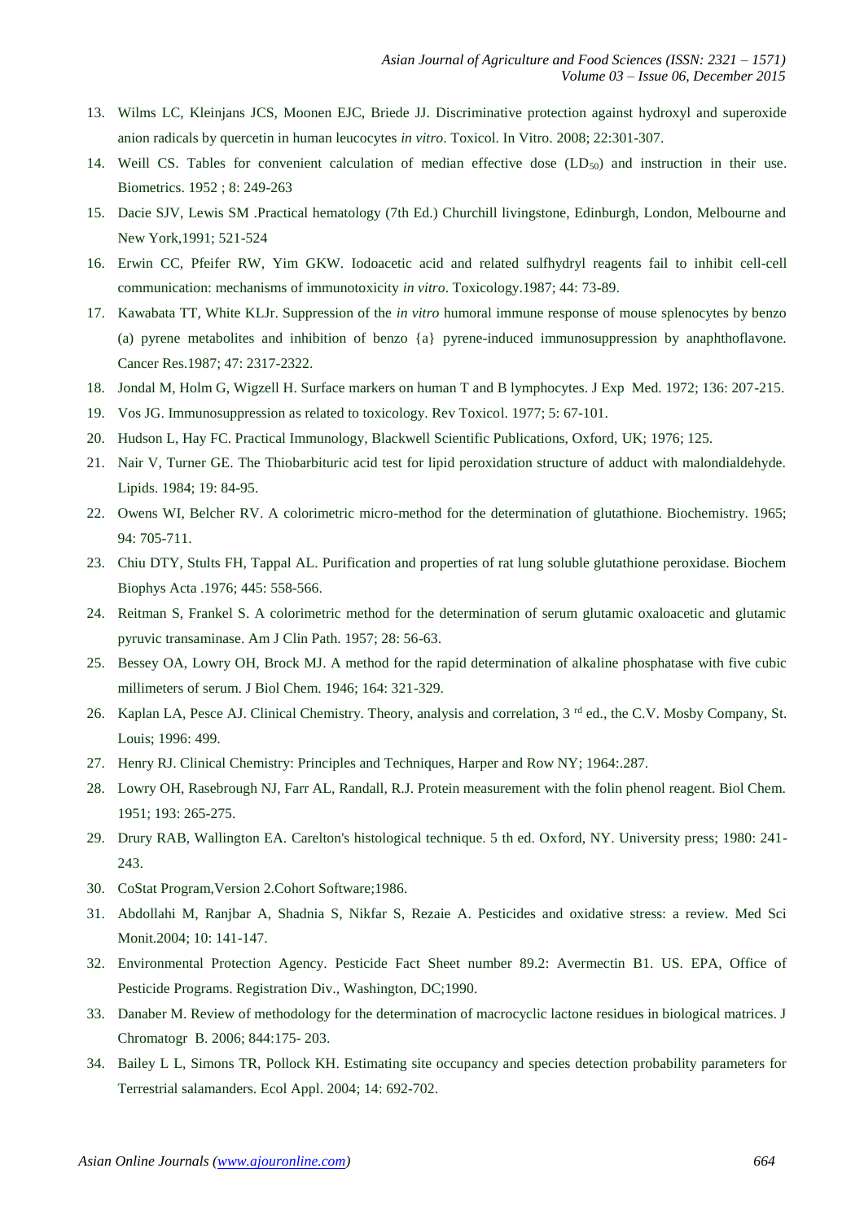13. Wilms LC, Kleinjans JCS, Moonen EJC, Briede JJ. Discriminative protection against hydroxyl and superoxide anion radicals by quercetin in human leucocytes *in vitro*. Toxicol. In Vitro. 2008; 22:301-307.
14. Weill CS. Tables for convenient calculation of median effective dose ($LD_{50}$) and instruction in their use. Biometrics. 1952 ; 8: 249-263
15. Dacie SJV, Lewis SM .Practical hematology (7th Ed.) Churchill livingstone, Edinburgh, London, Melbourne and New York,1991; 521-524
16. Erwin CC, Pfeifer RW, Yim GKW. Iodoacetic acid and related sulfhydryl reagents fail to inhibit cell-cell communication: mechanisms of immunotoxicity *in vitro*. Toxicology.1987; 44: 73-89.
17. Kawabata TT, White KLJr. Suppression of the *in vitro* humoral immune response of mouse splenocytes by benzo (a) pyrene metabolites and inhibition of benzo {a} pyrene-induced immunosuppression by anaphthoflavone. Cancer Res.1987; 47: 2317-2322.
18. Jondal M, Holm G, Wigzell H. Surface markers on human T and B lymphocytes. J Exp Med. 1972; 136: 207-215.
19. Vos JG. Immunosuppression as related to toxicology. Rev Toxicol. 1977; 5: 67-101.
20. Hudson L, Hay FC. Practical Immunology, Blackwell Scientific Publications, Oxford, UK; 1976; 125.
21. Nair V, Turner GE. The Thiobarbituric acid test for lipid peroxidation structure of adduct with malondialdehyde. Lipids. 1984; 19: 84-95.
22. Owens WI, Belcher RV. A colorimetric micro-method for the determination of glutathione. Biochemistry. 1965; 94: 705-711.
23. Chiu DTY, Stults FH, Tappal AL. Purification and properties of rat lung soluble glutathione peroxidase. Biochem Biophys Acta .1976; 445: 558-566.
24. Reitman S, Frankel S. A colorimetric method for the determination of serum glutamic oxaloacetic and glutamic pyruvic transaminase. Am J Clin Path. 1957; 28: 56-63.
25. Bessey OA, Lowry OH, Brock MJ. A method for the rapid determination of alkaline phosphatase with five cubic millimeters of serum. J Biol Chem. 1946; 164: 321-329.
26. Kaplan LA, Pesce AJ. Clinical Chemistry. Theory, analysis and correlation, 3 rd ed., the C.V. Mosby Company, St. Louis; 1996: 499.
27. Henry RJ. Clinical Chemistry: Principles and Techniques, Harper and Row NY; 1964:.287.
28. Lowry OH, Rasebrough NJ, Farr AL, Randall, R.J. Protein measurement with the folin phenol reagent. Biol Chem. 1951; 193: 265-275.
29. Drury RAB, Wallington EA. Carelton's histological technique. 5 th ed. Oxford, NY. University press; 1980: 241-243.
30. CoStat Program,Version 2.Cohort Software;1986.
31. Abdollahi M, Ranjbar A, Shadnia S, Nikfar S, Rezaie A. Pesticides and oxidative stress: a review. Med Sci Monit.2004; 10: 141-147.
32. Environmental Protection Agency. Pesticide Fact Sheet number 89.2: Avermectin B1. US. EPA, Office of Pesticide Programs. Registration Div., Washington, DC;1990.
33. Danaber M. Review of methodology for the determination of macrocyclic lactone residues in biological matrices. J Chromatogr B. 2006; 844:175- 203.
34. Bailey L L, Simons TR, Pollock KH. Estimating site occupancy and species detection probability parameters for Terrestrial salamanders. Ecol Appl. 2004; 14: 692-702.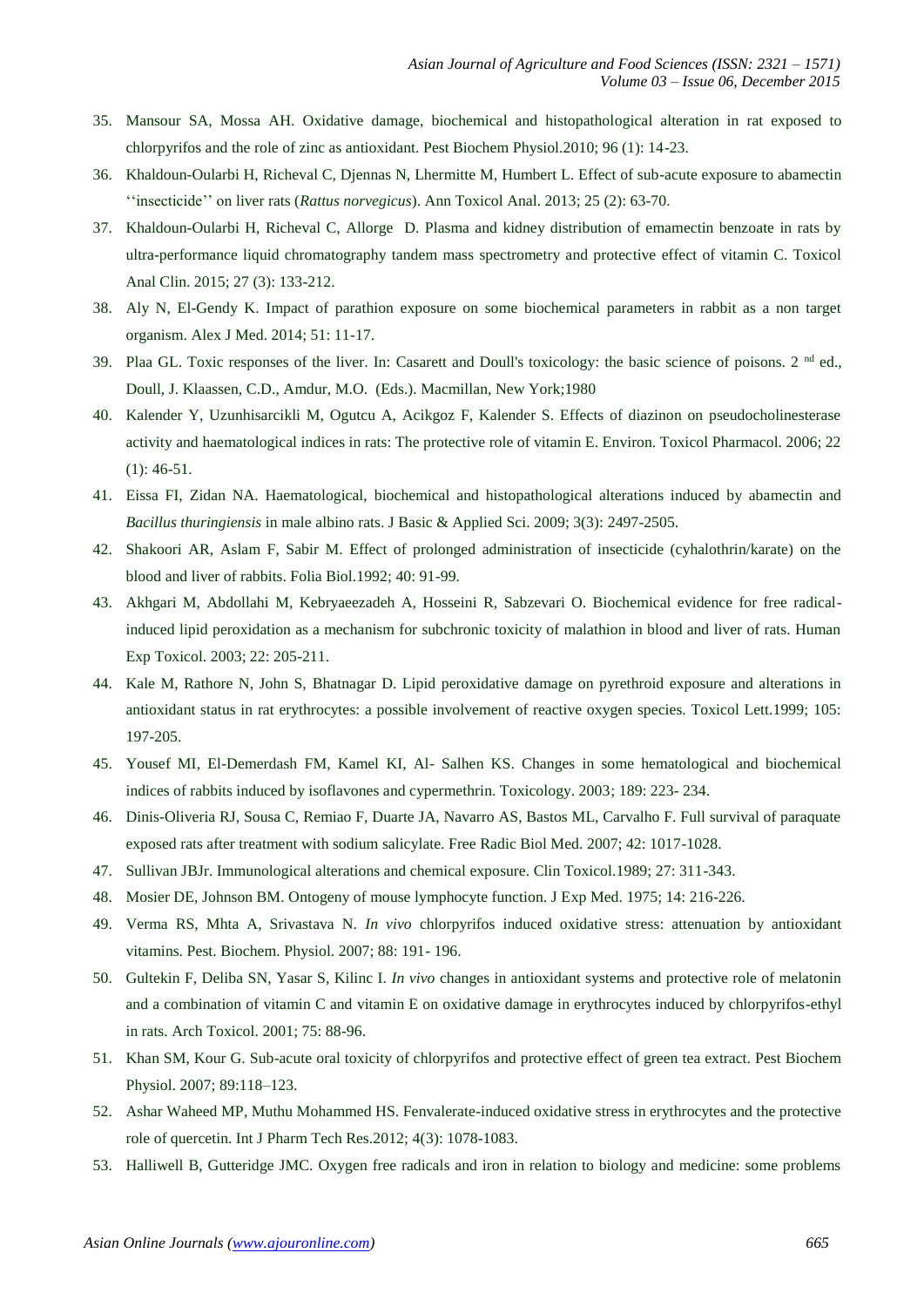35. Mansour SA, Mossa AH. Oxidative damage, biochemical and histopathological alteration in rat exposed to chlorpyrifos and the role of zinc as antioxidant. Pest Biochem Physiol.2010; 96 (1): 14-23.
36. Khaldoun-Oularbi H, Richeval C, Djennas N, Lhermitte M, Humbert L. Effect of sub-acute exposure to abamectin ''insecticide'' on liver rats (*Rattus norvegicus*). Ann Toxicol Anal. 2013; 25 (2): 63-70.
37. Khaldoun-Oularbi H, Richeval C, Allorge D. Plasma and kidney distribution of emamectin benzoate in rats by ultra-performance liquid chromatography tandem mass spectrometry and protective effect of vitamin C. Toxicol Anal Clin. 2015; 27 (3): 133-212.
38. Aly N, El-Gendy K. Impact of parathion exposure on some biochemical parameters in rabbit as a non target organism. Alex J Med. 2014; 51: 11-17.
39. Plaa GL. Toxic responses of the liver. In: Casarett and Doull's toxicology: the basic science of poisons. 2 nd ed., Doull, J. Klaassen, C.D., Amdur, M.O. (Eds.). Macmillan, New York;1980
40. Kalender Y, Uzunhisarcikli M, Ogutcu A, Acikgoz F, Kalender S. Effects of diazinon on pseudocholinesterase activity and haematological indices in rats: The protective role of vitamin E. Environ. Toxicol Pharmacol. 2006; 22 (1): 46-51.
41. Eissa FI, Zidan NA. Haematological, biochemical and histopathological alterations induced by abamectin and *Bacillus thuringiensis* in male albino rats. J Basic & Applied Sci. 2009; 3(3): 2497-2505.
42. Shakoori AR, Aslam F, Sabir M. Effect of prolonged administration of insecticide (cyhalothrin/karate) on the blood and liver of rabbits. Folia Biol.1992; 40: 91-99.
43. Akhgari M, Abdollahi M, Kebryaeezadeh A, Hosseini R, Sabzevari O. Biochemical evidence for free radical-induced lipid peroxidation as a mechanism for subchronic toxicity of malathion in blood and liver of rats. Human Exp Toxicol. 2003; 22: 205-211.
44. Kale M, Rathore N, John S, Bhatnagar D. Lipid peroxidative damage on pyrethroid exposure and alterations in antioxidant status in rat erythrocytes: a possible involvement of reactive oxygen species. Toxicol Lett.1999; 105: 197-205.
45. Yousef MI, El-Demerdash FM, Kamel KI, Al- Salhen KS. Changes in some hematological and biochemical indices of rabbits induced by isoflavones and cypermethrin. Toxicology. 2003; 189: 223- 234.
46. Dinis-Oliveria RJ, Sousa C, Remiao F, Duarte JA, Navarro AS, Bastos ML, Carvalho F. Full survival of paraquate exposed rats after treatment with sodium salicylate. Free Radic Biol Med. 2007; 42: 1017-1028.
47. Sullivan JBJr. Immunological alterations and chemical exposure. Clin Toxicol.1989; 27: 311-343.
48. Mosier DE, Johnson BM. Ontogeny of mouse lymphocyte function. J Exp Med. 1975; 14: 216-226.
49. Verma RS, Mhta A, Srivastava N. *In vivo* chlorpyrifos induced oxidative stress: attenuation by antioxidant vitamins. Pest. Biochem. Physiol. 2007; 88: 191- 196.
50. Gultekin F, Deliba SN, Yasar S, Kilinc I. *In vivo* changes in antioxidant systems and protective role of melatonin and a combination of vitamin C and vitamin E on oxidative damage in erythrocytes induced by chlorpyrifos-ethyl in rats. Arch Toxicol. 2001; 75: 88-96.
51. Khan SM, Kour G. Sub-acute oral toxicity of chlorpyrifos and protective effect of green tea extract. Pest Biochem Physiol. 2007; 89:118–123.
52. Ashar Waheed MP, Muthu Mohammed HS. Fenvalerate-induced oxidative stress in erythrocytes and the protective role of quercetin. Int J Pharm Tech Res.2012; 4(3): 1078-1083.
53. Halliwell B, Gutteridge JMC. Oxygen free radicals and iron in relation to biology and medicine: some problems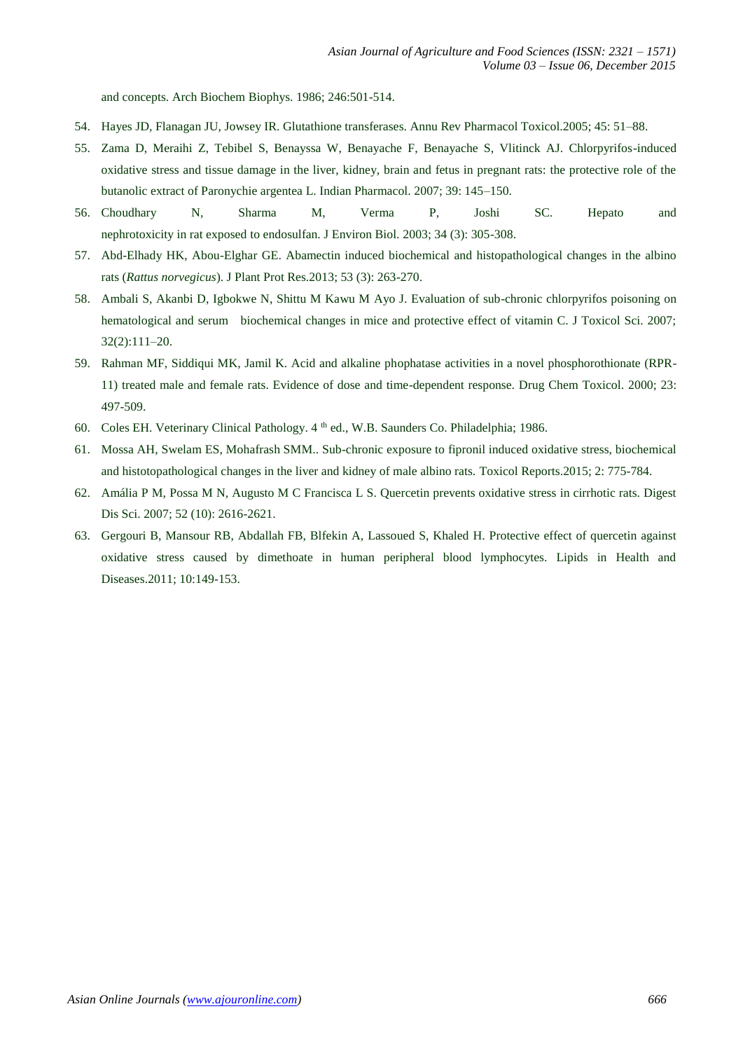and concepts. Arch Biochem Biophys. 1986; 246:501-514.

54. Hayes JD, Flanagan JU, Jowsey IR. Glutathione transferases. Annu Rev Pharmacol Toxicol.2005; 45: 51–88.
55. Zama D, Meraihi Z, Tebibel S, Benayssa W, Benayache F, Benayache S, Vlitinck AJ. Chlorpyrifos-induced oxidative stress and tissue damage in the liver, kidney, brain and fetus in pregnant rats: the protective role of the butanolic extract of Paronychie argentea L. Indian Pharmacol. 2007; 39: 145–150.
56. Choudhary N, Sharma M, Verma P, Joshi SC. Hepato and nephrotoxicity in rat exposed to endosulfan. J Environ Biol. 2003; 34 (3): 305-308.
57. Abd-Elhady HK, Abou-Elghar GE. Abamectin induced biochemical and histopathological changes in the albino rats (*Rattus norvegicus*). J Plant Prot Res.2013; 53 (3): 263-270.
58. Ambali S, Akanbi D, Igbokwe N, Shittu M Kawu M Ayo J. Evaluation of sub-chronic chlorpyrifos poisoning on hematological and serum biochemical changes in mice and protective effect of vitamin C. J Toxicol Sci. 2007; 32(2):111–20.
59. Rahman MF, Siddiqui MK, Jamil K. Acid and alkaline phophatase activities in a novel phosphorothionate (RPR-11) treated male and female rats. Evidence of dose and time-dependent response. Drug Chem Toxicol. 2000; 23: 497-509.
60. Coles EH. Veterinary Clinical Pathology. 4 th ed., W.B. Saunders Co. Philadelphia; 1986.
61. Mossa AH, Swelam ES, Mohafrash SMM.. Sub-chronic exposure to fipronil induced oxidative stress, biochemical and histotopathological changes in the liver and kidney of male albino rats. Toxicol Reports.2015; 2: 775-784.
62. Amália P M, Possa M N, Augusto M C Francisca L S. Quercetin prevents oxidative stress in cirrhotic rats. Digest Dis Sci. 2007; 52 (10): 2616-2621.
63. Gergouri B, Mansour RB, Abdallah FB, Blfekin A, Lassoued S, Khaled H. Protective effect of quercetin against oxidative stress caused by dimethoate in human peripheral blood lymphocytes. Lipids in Health and Diseases.2011; 10:149-153.